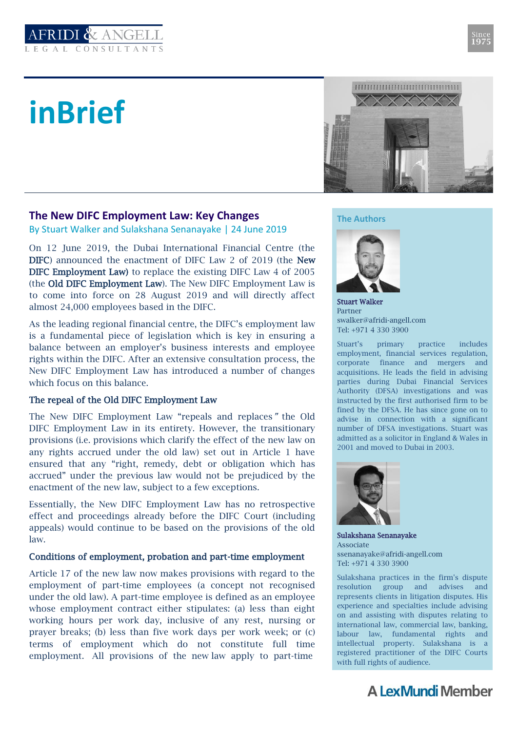AFRIDI & ANGELL
LEGAL CONSULTANTS

Since 1975

# inBrief

## The New DIFC Employment Law: Key Changes

By Stuart Walker and Sulakshana Senanayake | 24 June 2019

On 12 June 2019, the Dubai International Financial Centre (the **DIFC**) announced the enactment of DIFC Law 2 of 2019 (the **New DIFC Employment Law**) to replace the existing DIFC Law 4 of 2005 (the **Old DIFC Employment Law**). The New DIFC Employment Law is to come into force on 28 August 2019 and will directly affect almost 24,000 employees based in the DIFC.

As the leading regional financial centre, the DIFC's employment law is a fundamental piece of legislation which is key in ensuring a balance between an employer's business interests and employee rights within the DIFC. After an extensive consultation process, the New DIFC Employment Law has introduced a number of changes which focus on this balance.

### The repeal of the Old DIFC Employment Law

The New DIFC Employment Law "repeals and replaces" the Old DIFC Employment Law in its entirety. However, the transitionary provisions (i.e. provisions which clarify the effect of the new law on any rights accrued under the old law) set out in Article 1 have ensured that any "right, remedy, debt or obligation which has accrued" under the previous law would not be prejudiced by the enactment of the new law, subject to a few exceptions.

Essentially, the New DIFC Employment Law has no retrospective effect and proceedings already before the DIFC Court (including appeals) would continue to be based on the provisions of the old law.

### Conditions of employment, probation and part-time employment

Article 17 of the new law now makes provisions with regard to the employment of part-time employees (a concept not recognised under the old law). A part-time employee is defined as an employee whose employment contract either stipulates: (a) less than eight working hours per work day, inclusive of any rest, nursing or prayer breaks; (b) less than five work days per work week; or (c) terms of employment which do not constitute full time employment. All provisions of the new law apply to part-time

### The Authors

**Stuart Walker**
Partner
swalker@afridi-angell.com
Tel: +971 4 330 3900

Stuart's primary practice includes employment, financial services regulation, corporate finance and mergers and acquisitions. He leads the field in advising parties during Dubai Financial Services Authority (DFSA) investigations and was instructed by the first authorised firm to be fined by the DFSA. He has since gone on to advise in connection with a significant number of DFSA investigations. Stuart was admitted as a solicitor in England & Wales in 2001 and moved to Dubai in 2003.

**Sulakshana Senanayake**
Associate
ssenanayake@afridi-angell.com
Tel: +971 4 330 3900

Sulakshana practices in the firm's dispute resolution group and advises and represents clients in litigation disputes. His experience and specialties include advising on and assisting with disputes relating to international law, commercial law, banking, labour law, fundamental rights and intellectual property. Sulakshana is a registered practitioner of the DIFC Courts with full rights of audience.

A LexMundi Member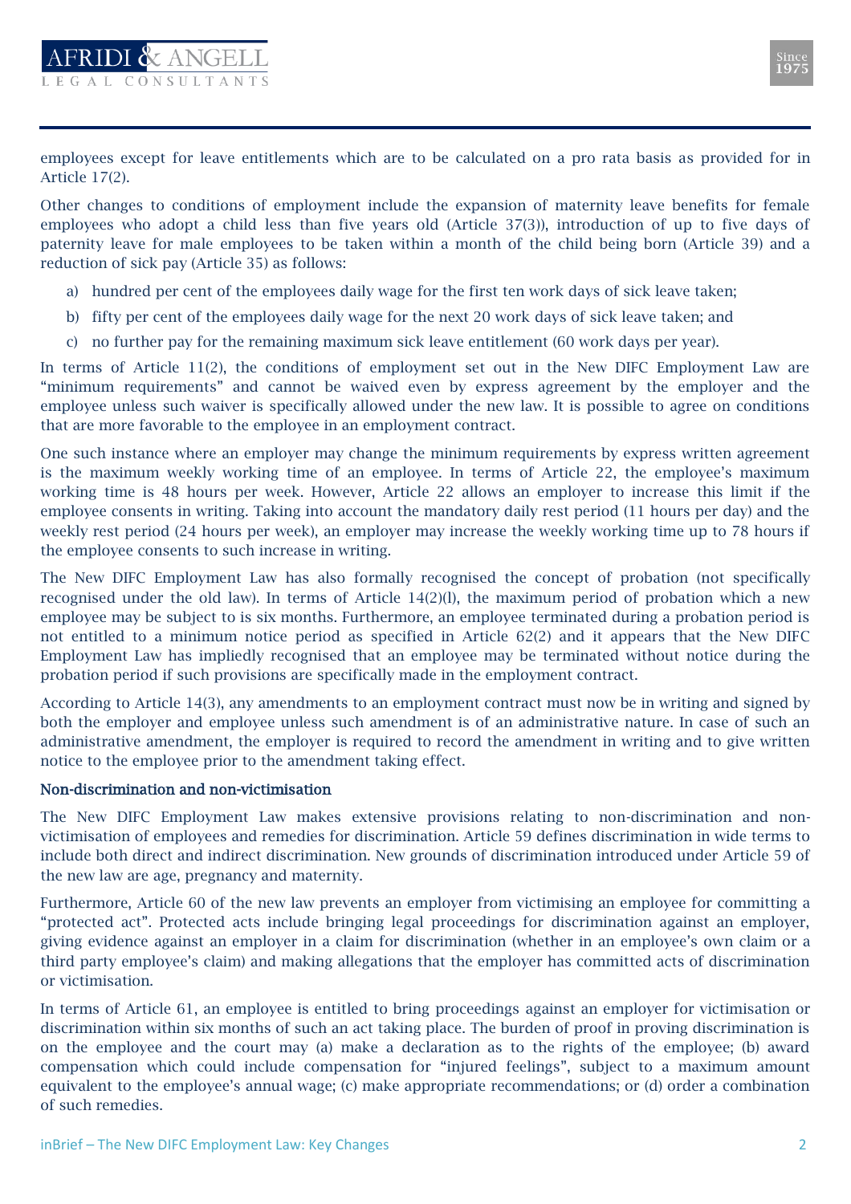employees except for leave entitlements which are to be calculated on a pro rata basis as provided for in Article 17(2).

Other changes to conditions of employment include the expansion of maternity leave benefits for female employees who adopt a child less than five years old (Article 37(3)), introduction of up to five days of paternity leave for male employees to be taken within a month of the child being born (Article 39) and a reduction of sick pay (Article 35) as follows:

a) hundred per cent of the employees daily wage for the first ten work days of sick leave taken;

b) fifty per cent of the employees daily wage for the next 20 work days of sick leave taken; and

c) no further pay for the remaining maximum sick leave entitlement (60 work days per year).

In terms of Article 11(2), the conditions of employment set out in the New DIFC Employment Law are "minimum requirements" and cannot be waived even by express agreement by the employer and the employee unless such waiver is specifically allowed under the new law. It is possible to agree on conditions that are more favorable to the employee in an employment contract.

One such instance where an employer may change the minimum requirements by express written agreement is the maximum weekly working time of an employee. In terms of Article 22, the employee's maximum working time is 48 hours per week. However, Article 22 allows an employer to increase this limit if the employee consents in writing. Taking into account the mandatory daily rest period (11 hours per day) and the weekly rest period (24 hours per week), an employer may increase the weekly working time up to 78 hours if the employee consents to such increase in writing.

The New DIFC Employment Law has also formally recognised the concept of probation (not specifically recognised under the old law). In terms of Article 14(2)(l), the maximum period of probation which a new employee may be subject to is six months. Furthermore, an employee terminated during a probation period is not entitled to a minimum notice period as specified in Article 62(2) and it appears that the New DIFC Employment Law has impliedly recognised that an employee may be terminated without notice during the probation period if such provisions are specifically made in the employment contract.

According to Article 14(3), any amendments to an employment contract must now be in writing and signed by both the employer and employee unless such amendment is of an administrative nature. In case of such an administrative amendment, the employer is required to record the amendment in writing and to give written notice to the employee prior to the amendment taking effect.

**Non-discrimination and non-victimisation**

The New DIFC Employment Law makes extensive provisions relating to non-discrimination and non-victimisation of employees and remedies for discrimination. Article 59 defines discrimination in wide terms to include both direct and indirect discrimination. New grounds of discrimination introduced under Article 59 of the new law are age, pregnancy and maternity.

Furthermore, Article 60 of the new law prevents an employer from victimising an employee for committing a "protected act". Protected acts include bringing legal proceedings for discrimination against an employer, giving evidence against an employer in a claim for discrimination (whether in an employee's own claim or a third party employee's claim) and making allegations that the employer has committed acts of discrimination or victimisation.

In terms of Article 61, an employee is entitled to bring proceedings against an employer for victimisation or discrimination within six months of such an act taking place. The burden of proof in proving discrimination is on the employee and the court may (a) make a declaration as to the rights of the employee; (b) award compensation which could include compensation for "injured feelings", subject to a maximum amount equivalent to the employee's annual wage; (c) make appropriate recommendations; or (d) order a combination of such remedies.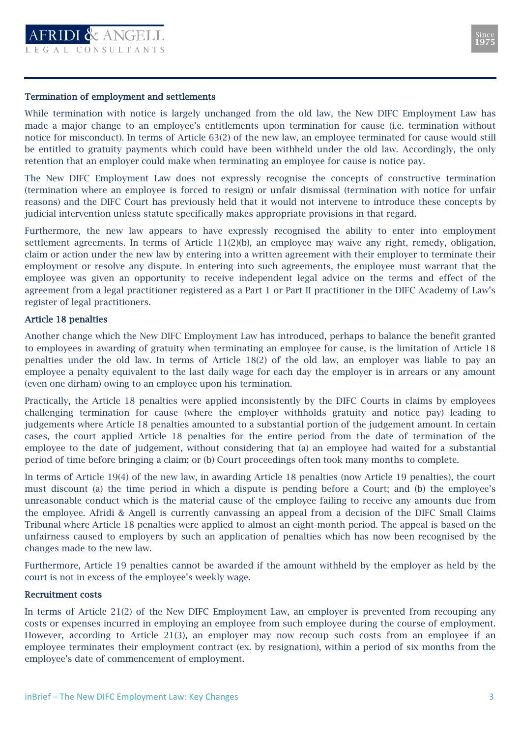### Termination of employment and settlements

While termination with notice is largely unchanged from the old law, the New DIFC Employment Law has made a major change to an employee's entitlements upon termination for cause (i.e. termination without notice for misconduct). In terms of Article 63(2) of the new law, an employee terminated for cause would still be entitled to gratuity payments which could have been withheld under the old law. Accordingly, the only retention that an employer could make when terminating an employee for cause is notice pay.

The New DIFC Employment Law does not expressly recognise the concepts of constructive termination (termination where an employee is forced to resign) or unfair dismissal (termination with notice for unfair reasons) and the DIFC Court has previously held that it would not intervene to introduce these concepts by judicial intervention unless statute specifically makes appropriate provisions in that regard.

Furthermore, the new law appears to have expressly recognised the ability to enter into employment settlement agreements. In terms of Article 11(2)(b), an employee may waive any right, remedy, obligation, claim or action under the new law by entering into a written agreement with their employer to terminate their employment or resolve any dispute. In entering into such agreements, the employee must warrant that the employee was given an opportunity to receive independent legal advice on the terms and effect of the agreement from a legal practitioner registered as a Part 1 or Part II practitioner in the DIFC Academy of Law's register of legal practitioners.

### Article 18 penalties

Another change which the New DIFC Employment Law has introduced, perhaps to balance the benefit granted to employees in awarding of gratuity when terminating an employee for cause, is the limitation of Article 18 penalties under the old law. In terms of Article 18(2) of the old law, an employer was liable to pay an employee a penalty equivalent to the last daily wage for each day the employer is in arrears or any amount (even one dirham) owing to an employee upon his termination.

Practically, the Article 18 penalties were applied inconsistently by the DIFC Courts in claims by employees challenging termination for cause (where the employer withholds gratuity and notice pay) leading to judgements where Article 18 penalties amounted to a substantial portion of the judgement amount. In certain cases, the court applied Article 18 penalties for the entire period from the date of termination of the employee to the date of judgement, without considering that (a) an employee had waited for a substantial period of time before bringing a claim; or (b) Court proceedings often took many months to complete.

In terms of Article 19(4) of the new law, in awarding Article 18 penalties (now Article 19 penalties), the court must discount (a) the time period in which a dispute is pending before a Court; and (b) the employee's unreasonable conduct which is the material cause of the employee failing to receive any amounts due from the employee. Afridi & Angell is currently canvassing an appeal from a decision of the DIFC Small Claims Tribunal where Article 18 penalties were applied to almost an eight-month period. The appeal is based on the unfairness caused to employers by such an application of penalties which has now been recognised by the changes made to the new law.

Furthermore, Article 19 penalties cannot be awarded if the amount withheld by the employer as held by the court is not in excess of the employee's weekly wage.

### Recruitment costs

In terms of Article 21(2) of the New DIFC Employment Law, an employer is prevented from recouping any costs or expenses incurred in employing an employee from such employee during the course of employment. However, according to Article 21(3), an employer may now recoup such costs from an employee if an employee terminates their employment contract (ex. by resignation), within a period of six months from the employee's date of commencement of employment.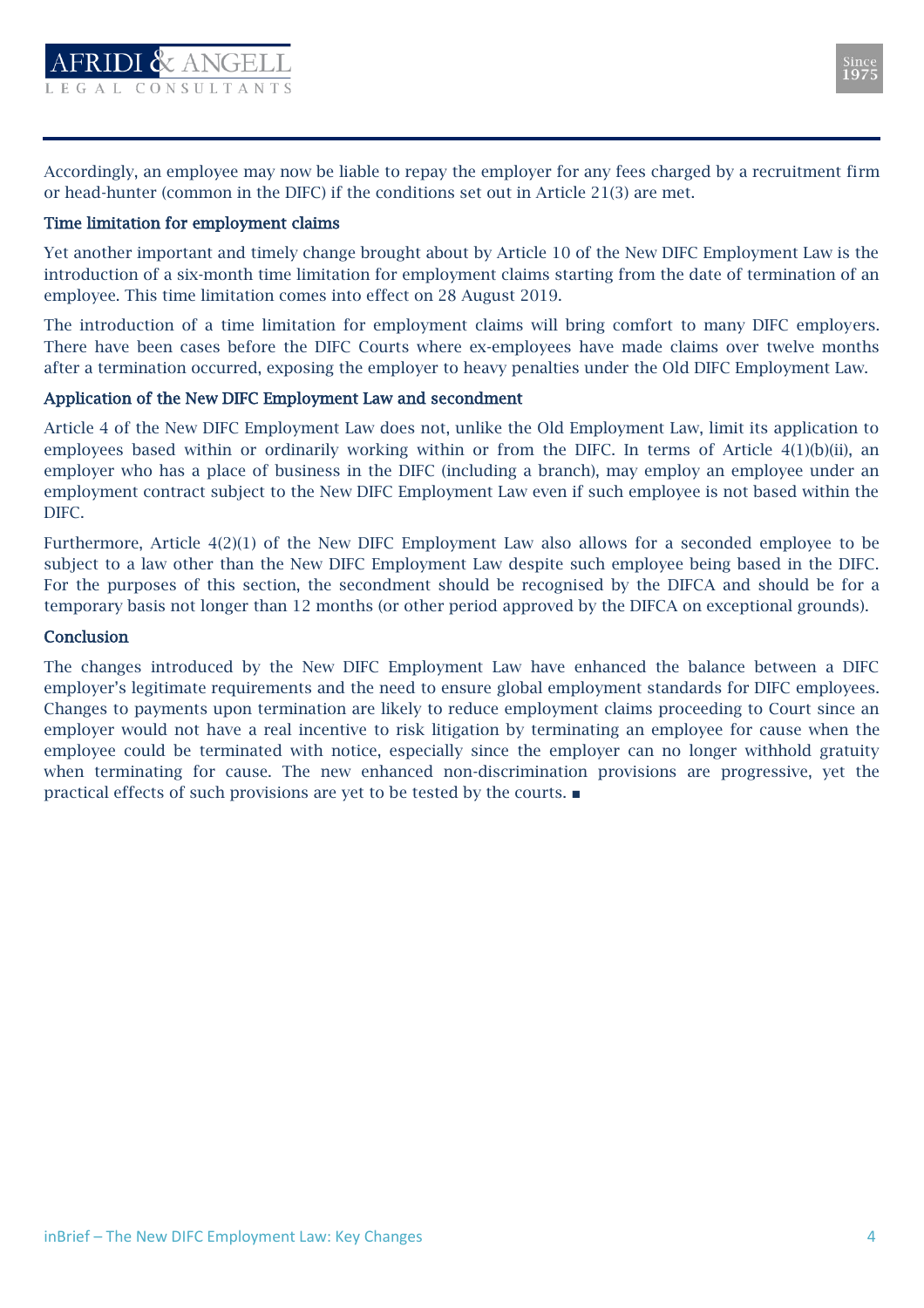Accordingly, an employee may now be liable to repay the employer for any fees charged by a recruitment firm or head-hunter (common in the DIFC) if the conditions set out in Article 21(3) are met.

### Time limitation for employment claims

Yet another important and timely change brought about by Article 10 of the New DIFC Employment Law is the introduction of a six-month time limitation for employment claims starting from the date of termination of an employee. This time limitation comes into effect on 28 August 2019.

The introduction of a time limitation for employment claims will bring comfort to many DIFC employers. There have been cases before the DIFC Courts where ex-employees have made claims over twelve months after a termination occurred, exposing the employer to heavy penalties under the Old DIFC Employment Law.

### Application of the New DIFC Employment Law and secondment

Article 4 of the New DIFC Employment Law does not, unlike the Old Employment Law, limit its application to employees based within or ordinarily working within or from the DIFC. In terms of Article 4(1)(b)(ii), an employer who has a place of business in the DIFC (including a branch), may employ an employee under an employment contract subject to the New DIFC Employment Law even if such employee is not based within the DIFC.

Furthermore, Article 4(2)(1) of the New DIFC Employment Law also allows for a seconded employee to be subject to a law other than the New DIFC Employment Law despite such employee being based in the DIFC. For the purposes of this section, the secondment should be recognised by the DIFCA and should be for a temporary basis not longer than 12 months (or other period approved by the DIFCA on exceptional grounds).

### Conclusion

The changes introduced by the New DIFC Employment Law have enhanced the balance between a DIFC employer's legitimate requirements and the need to ensure global employment standards for DIFC employees. Changes to payments upon termination are likely to reduce employment claims proceeding to Court since an employer would not have a real incentive to risk litigation by terminating an employee for cause when the employee could be terminated with notice, especially since the employer can no longer withhold gratuity when terminating for cause. The new enhanced non-discrimination provisions are progressive, yet the practical effects of such provisions are yet to be tested by the courts. ■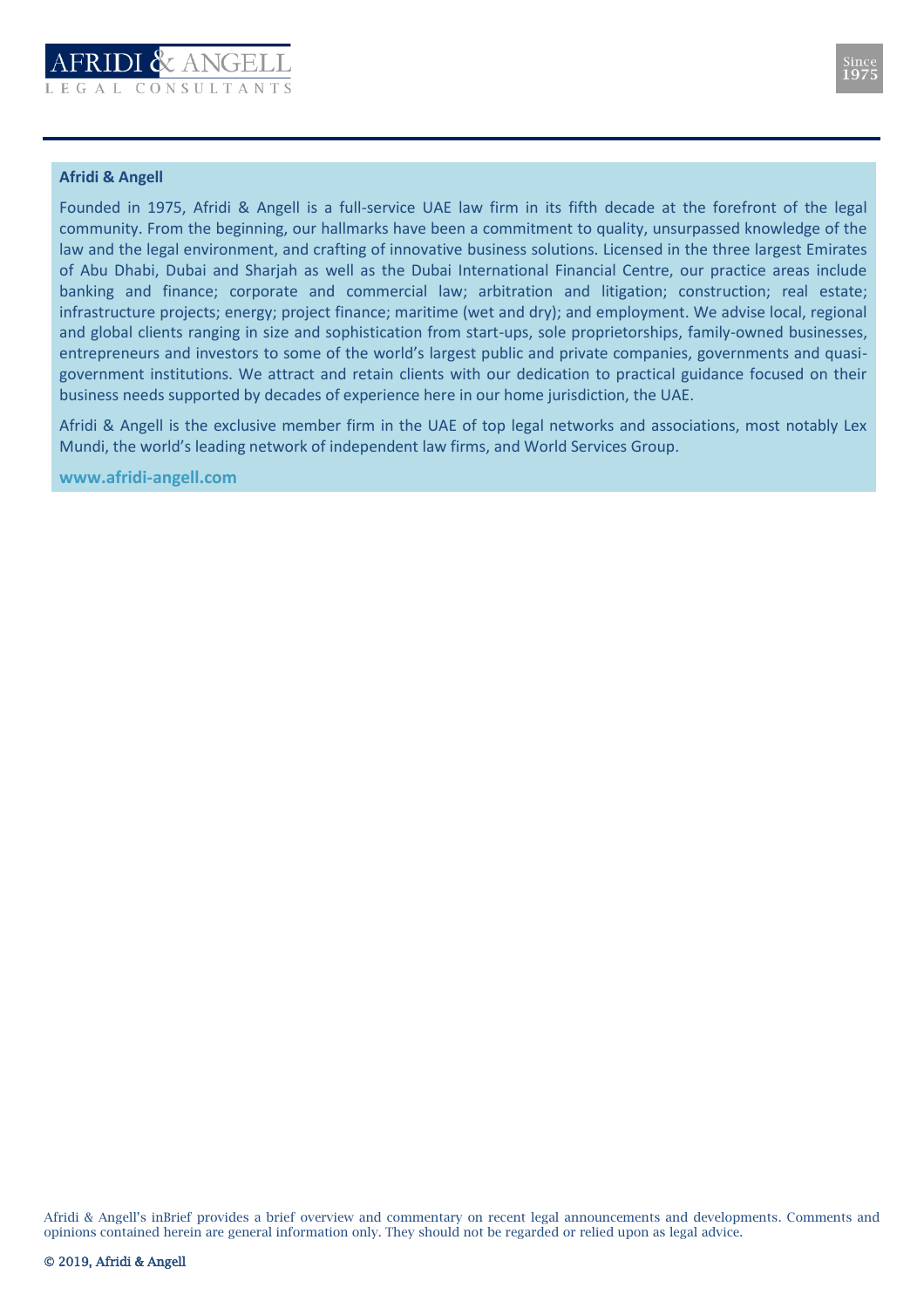**Afridi & Angell**

Founded in 1975, Afridi & Angell is a full-service UAE law firm in its fifth decade at the forefront of the legal community. From the beginning, our hallmarks have been a commitment to quality, unsurpassed knowledge of the law and the legal environment, and crafting of innovative business solutions. Licensed in the three largest Emirates of Abu Dhabi, Dubai and Sharjah as well as the Dubai International Financial Centre, our practice areas include banking and finance; corporate and commercial law; arbitration and litigation; construction; real estate; infrastructure projects; energy; project finance; maritime (wet and dry); and employment. We advise local, regional and global clients ranging in size and sophistication from start-ups, sole proprietorships, family-owned businesses, entrepreneurs and investors to some of the world's largest public and private companies, governments and quasi-government institutions. We attract and retain clients with our dedication to practical guidance focused on their business needs supported by decades of experience here in our home jurisdiction, the UAE.

Afridi & Angell is the exclusive member firm in the UAE of top legal networks and associations, most notably Lex Mundi, the world's leading network of independent law firms, and World Services Group.

**www.afridi-angell.com**

Afridi & Angell's inBrief provides a brief overview and commentary on recent legal announcements and developments. Comments and opinions contained herein are general information only. They should not be regarded or relied upon as legal advice.

© 2019, Afridi & Angell